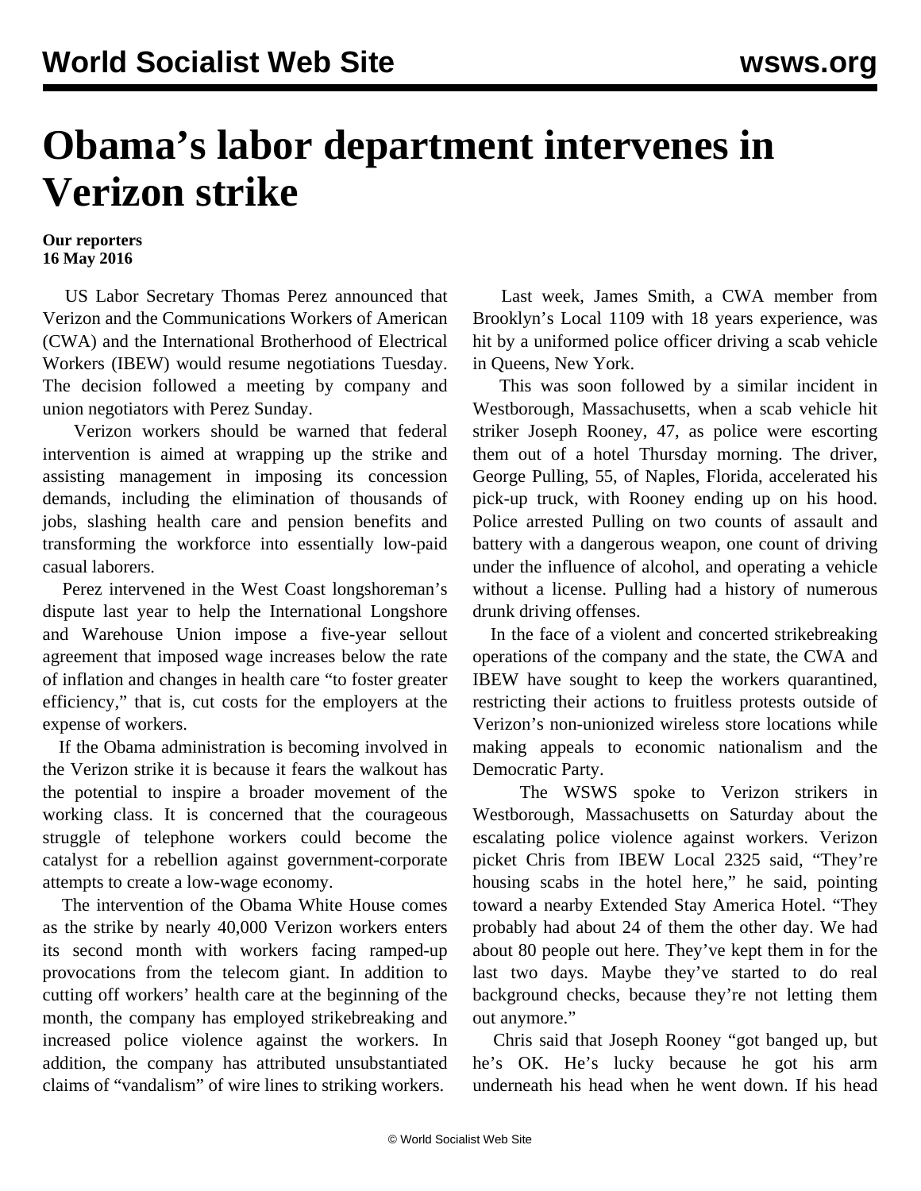# Obama's labor department intervenes in Verizon strike

**Our reporters**
**16 May 2016**

US Labor Secretary Thomas Perez announced that Verizon and the Communications Workers of American (CWA) and the International Brotherhood of Electrical Workers (IBEW) would resume negotiations Tuesday. The decision followed a meeting by company and union negotiators with Perez Sunday.

Verizon workers should be warned that federal intervention is aimed at wrapping up the strike and assisting management in imposing its concession demands, including the elimination of thousands of jobs, slashing health care and pension benefits and transforming the workforce into essentially low-paid casual laborers.

Perez intervened in the West Coast longshoreman's dispute last year to help the International Longshore and Warehouse Union impose a five-year sellout agreement that imposed wage increases below the rate of inflation and changes in health care "to foster greater efficiency," that is, cut costs for the employers at the expense of workers.

If the Obama administration is becoming involved in the Verizon strike it is because it fears the walkout has the potential to inspire a broader movement of the working class. It is concerned that the courageous struggle of telephone workers could become the catalyst for a rebellion against government-corporate attempts to create a low-wage economy.

The intervention of the Obama White House comes as the strike by nearly 40,000 Verizon workers enters its second month with workers facing ramped-up provocations from the telecom giant. In addition to cutting off workers' health care at the beginning of the month, the company has employed strikebreaking and increased police violence against the workers. In addition, the company has attributed unsubstantiated claims of "vandalism" of wire lines to striking workers.

Last week, James Smith, a CWA member from Brooklyn's Local 1109 with 18 years experience, was hit by a uniformed police officer driving a scab vehicle in Queens, New York.

This was soon followed by a similar incident in Westborough, Massachusetts, when a scab vehicle hit striker Joseph Rooney, 47, as police were escorting them out of a hotel Thursday morning. The driver, George Pulling, 55, of Naples, Florida, accelerated his pick-up truck, with Rooney ending up on his hood. Police arrested Pulling on two counts of assault and battery with a dangerous weapon, one count of driving under the influence of alcohol, and operating a vehicle without a license. Pulling had a history of numerous drunk driving offenses.

In the face of a violent and concerted strikebreaking operations of the company and the state, the CWA and IBEW have sought to keep the workers quarantined, restricting their actions to fruitless protests outside of Verizon's non-unionized wireless store locations while making appeals to economic nationalism and the Democratic Party.

The WSWS spoke to Verizon strikers in Westborough, Massachusetts on Saturday about the escalating police violence against workers. Verizon picket Chris from IBEW Local 2325 said, "They're housing scabs in the hotel here," he said, pointing toward a nearby Extended Stay America Hotel. "They probably had about 24 of them the other day. We had about 80 people out here. They've kept them in for the last two days. Maybe they've started to do real background checks, because they're not letting them out anymore."

Chris said that Joseph Rooney "got banged up, but he's OK. He's lucky because he got his arm underneath his head when he went down. If his head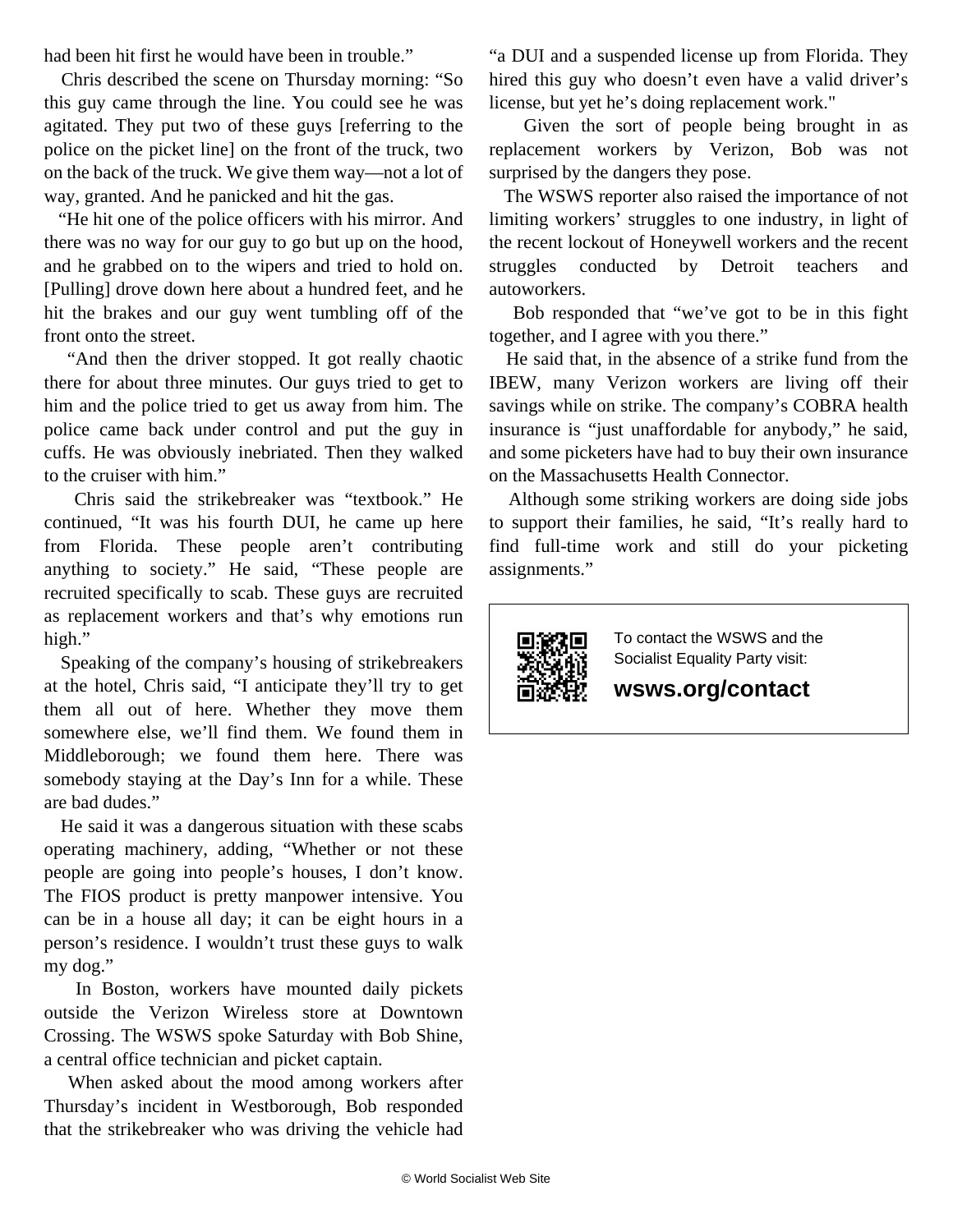had been hit first he would have been in trouble."

Chris described the scene on Thursday morning: "So this guy came through the line. You could see he was agitated. They put two of these guys [referring to the police on the picket line] on the front of the truck, two on the back of the truck. We give them way—not a lot of way, granted. And he panicked and hit the gas.

"He hit one of the police officers with his mirror. And there was no way for our guy to go but up on the hood, and he grabbed on to the wipers and tried to hold on. [Pulling] drove down here about a hundred feet, and he hit the brakes and our guy went tumbling off of the front onto the street.

"And then the driver stopped. It got really chaotic there for about three minutes. Our guys tried to get to him and the police tried to get us away from him. The police came back under control and put the guy in cuffs. He was obviously inebriated. Then they walked to the cruiser with him."

Chris said the strikebreaker was "textbook." He continued, "It was his fourth DUI, he came up here from Florida. These people aren't contributing anything to society." He said, "These people are recruited specifically to scab. These guys are recruited as replacement workers and that's why emotions run high."

Speaking of the company's housing of strikebreakers at the hotel, Chris said, "I anticipate they'll try to get them all out of here. Whether they move them somewhere else, we'll find them. We found them in Middleborough; we found them here. There was somebody staying at the Day's Inn for a while. These are bad dudes."

He said it was a dangerous situation with these scabs operating machinery, adding, "Whether or not these people are going into people's houses, I don't know. The FIOS product is pretty manpower intensive. You can be in a house all day; it can be eight hours in a person's residence. I wouldn't trust these guys to walk my dog."

In Boston, workers have mounted daily pickets outside the Verizon Wireless store at Downtown Crossing. The WSWS spoke Saturday with Bob Shine, a central office technician and picket captain.

When asked about the mood among workers after Thursday's incident in Westborough, Bob responded that the strikebreaker who was driving the vehicle had "a DUI and a suspended license up from Florida. They hired this guy who doesn't even have a valid driver's license, but yet he's doing replacement work."

Given the sort of people being brought in as replacement workers by Verizon, Bob was not surprised by the dangers they pose.

The WSWS reporter also raised the importance of not limiting workers' struggles to one industry, in light of the recent lockout of Honeywell workers and the recent struggles conducted by Detroit teachers and autoworkers.

Bob responded that "we've got to be in this fight together, and I agree with you there."

He said that, in the absence of a strike fund from the IBEW, many Verizon workers are living off their savings while on strike. The company's COBRA health insurance is "just unaffordable for anybody," he said, and some picketers have had to buy their own insurance on the Massachusetts Health Connector.

Although some striking workers are doing side jobs to support their families, he said, "It's really hard to find full-time work and still do your picketing assignments."

To contact the WSWS and the Socialist Equality Party visit:

**wsws.org/contact**